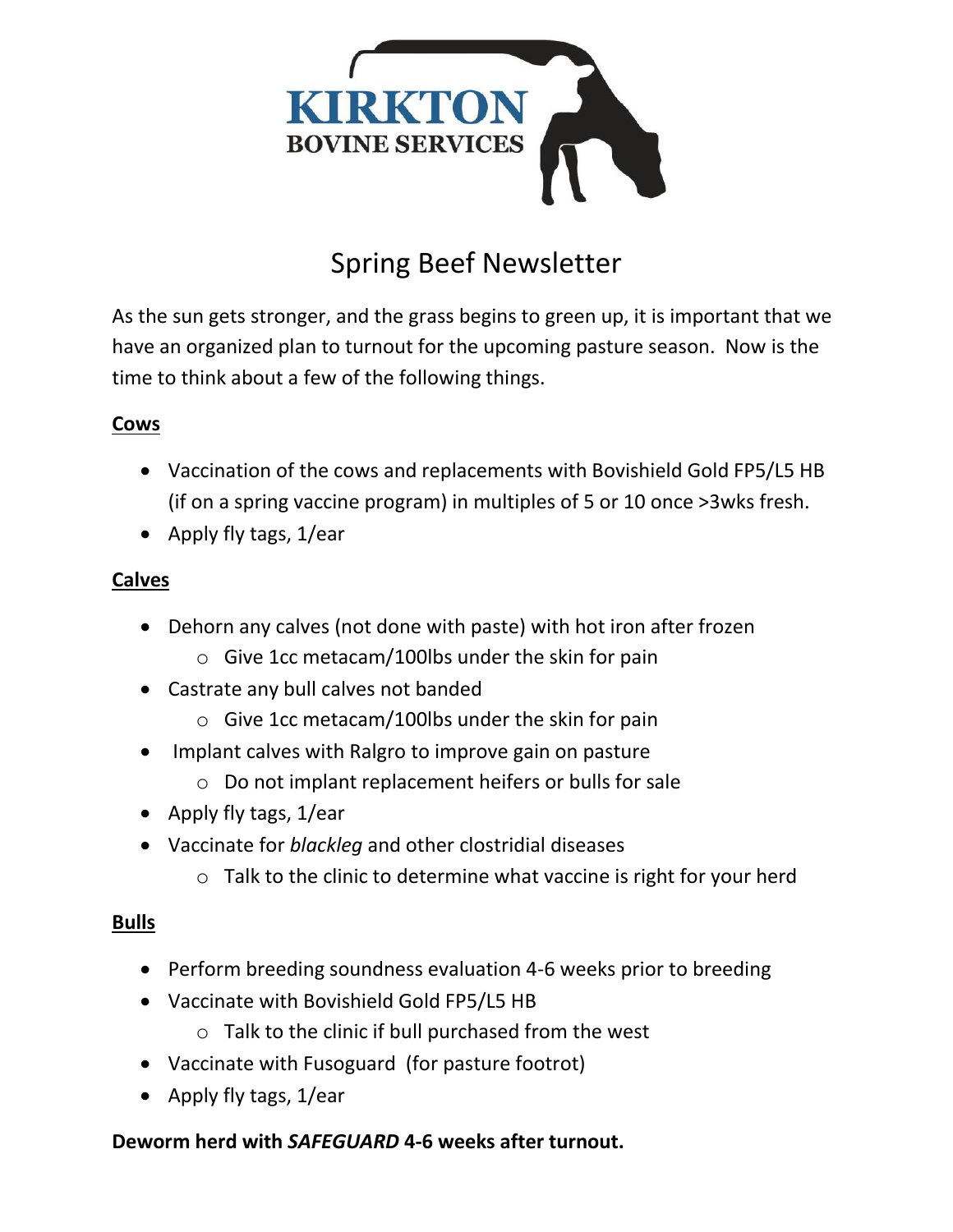**KIRKTON**
**BOVINE SERVICES**

# Spring Beef Newsletter

As the sun gets stronger, and the grass begins to green up, it is important that we have an organized plan to turnout for the upcoming pasture season. Now is the time to think about a few of the following things.

## Cows

- Vaccination of the cows and replacements with Bovishield Gold FP5/L5 HB (if on a spring vaccine program) in multiples of 5 or 10 once >3wks fresh.
- Apply fly tags, 1/ear

## Calves

- Dehorn any calves (not done with paste) with hot iron after frozen
  - Give 1cc metacam/100lbs under the skin for pain
- Castrate any bull calves not banded
  - Give 1cc metacam/100lbs under the skin for pain
- Implant calves with Ralgro to improve gain on pasture
  - Do not implant replacement heifers or bulls for sale
- Apply fly tags, 1/ear
- Vaccinate for *blackleg* and other clostridial diseases
  - Talk to the clinic to determine what vaccine is right for your herd

## Bulls

- Perform breeding soundness evaluation 4-6 weeks prior to breeding
- Vaccinate with Bovishield Gold FP5/L5 HB
  - Talk to the clinic if bull purchased from the west
- Vaccinate with Fusoguard (for pasture footrot)
- Apply fly tags, 1/ear

**Deworm herd with *SAFEGUARD* 4-6 weeks after turnout.**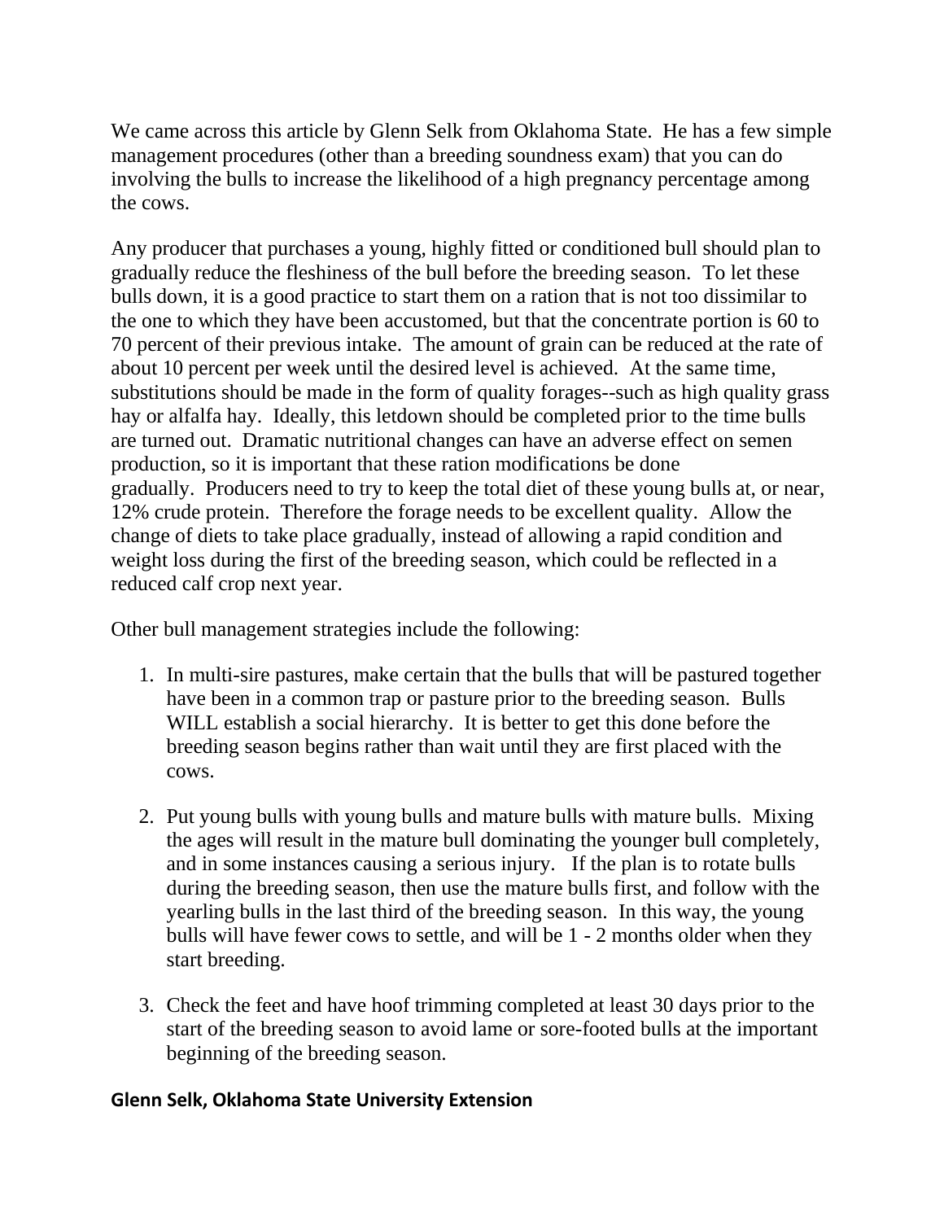We came across this article by Glenn Selk from Oklahoma State. He has a few simple management procedures (other than a breeding soundness exam) that you can do involving the bulls to increase the likelihood of a high pregnancy percentage among the cows.

Any producer that purchases a young, highly fitted or conditioned bull should plan to gradually reduce the fleshiness of the bull before the breeding season. To let these bulls down, it is a good practice to start them on a ration that is not too dissimilar to the one to which they have been accustomed, but that the concentrate portion is 60 to 70 percent of their previous intake. The amount of grain can be reduced at the rate of about 10 percent per week until the desired level is achieved. At the same time, substitutions should be made in the form of quality forages--such as high quality grass hay or alfalfa hay. Ideally, this letdown should be completed prior to the time bulls are turned out. Dramatic nutritional changes can have an adverse effect on semen production, so it is important that these ration modifications be done gradually. Producers need to try to keep the total diet of these young bulls at, or near, 12% crude protein. Therefore the forage needs to be excellent quality. Allow the change of diets to take place gradually, instead of allowing a rapid condition and weight loss during the first of the breeding season, which could be reflected in a reduced calf crop next year.

Other bull management strategies include the following:

1. In multi-sire pastures, make certain that the bulls that will be pastured together have been in a common trap or pasture prior to the breeding season. Bulls WILL establish a social hierarchy. It is better to get this done before the breeding season begins rather than wait until they are first placed with the cows.

2. Put young bulls with young bulls and mature bulls with mature bulls. Mixing the ages will result in the mature bull dominating the younger bull completely, and in some instances causing a serious injury. If the plan is to rotate bulls during the breeding season, then use the mature bulls first, and follow with the yearling bulls in the last third of the breeding season. In this way, the young bulls will have fewer cows to settle, and will be 1 - 2 months older when they start breeding.

3. Check the feet and have hoof trimming completed at least 30 days prior to the start of the breeding season to avoid lame or sore-footed bulls at the important beginning of the breeding season.

**Glenn Selk, Oklahoma State University Extension**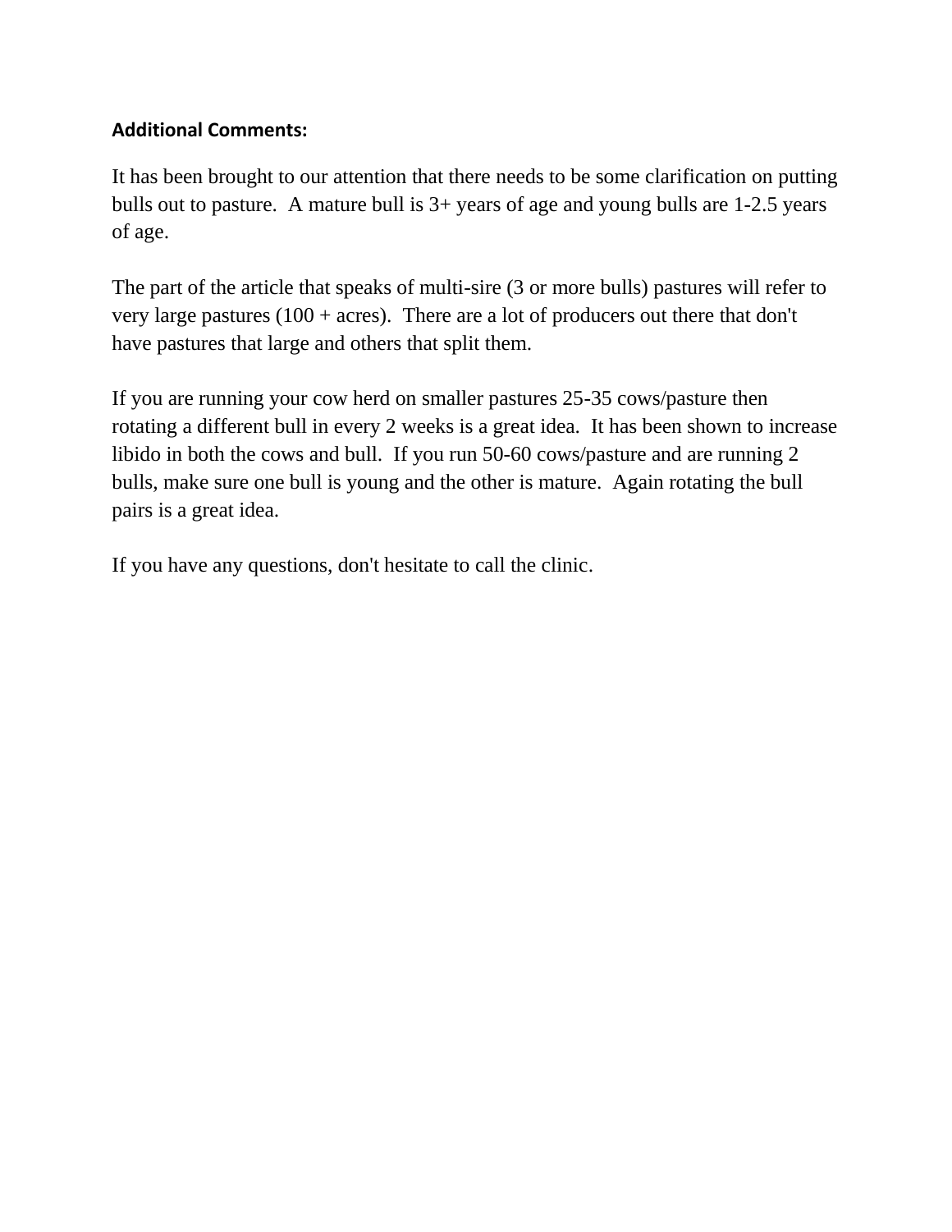**Additional Comments:**

It has been brought to our attention that there needs to be some clarification on putting bulls out to pasture. A mature bull is 3+ years of age and young bulls are 1-2.5 years of age.

The part of the article that speaks of multi-sire (3 or more bulls) pastures will refer to very large pastures (100 + acres). There are a lot of producers out there that don't have pastures that large and others that split them.

If you are running your cow herd on smaller pastures 25-35 cows/pasture then rotating a different bull in every 2 weeks is a great idea. It has been shown to increase libido in both the cows and bull. If you run 50-60 cows/pasture and are running 2 bulls, make sure one bull is young and the other is mature. Again rotating the bull pairs is a great idea.

If you have any questions, don't hesitate to call the clinic.